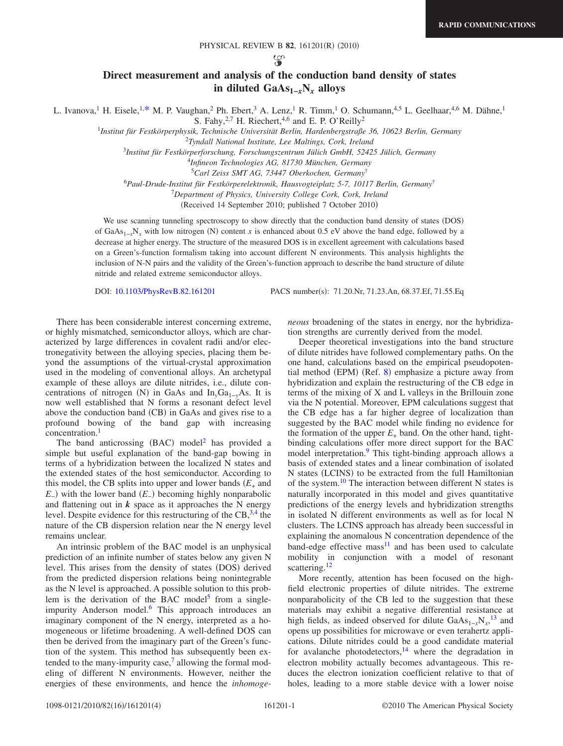# Direct measurement and analysis of the conduction band density of states in diluted $GaAs_{1-x}N_x$ alloys

L. Ivanova,[1] H. Eisele,[1,*] M. P. Vaughan,[2] Ph. Ebert,[3] A. Lenz,[1] R. Timm,[1] O. Schumann,[4,5] L. Geelhaar,[4,6] M. Dähne,[1] S. Fahy,[2,7] H. Riechert,[4,6] and E. P. O'Reilly[2]

[1]*Institut für Festkörperphysik, Technische Universität Berlin, Hardenbergstraße 36, 10623 Berlin, Germany*
[2]*Tyndall National Institute, Lee Maltings, Cork, Ireland*
[3]*Institut für Festkörperforschung, Forschungszentrum Jülich GmbH, 52425 Jülich, Germany*
[4]*Infineon Technologies AG, 81730 München, Germany*
[5]*Carl Zeiss SMT AG, 73447 Oberkochen, Germany*[†]
[6]*Paul-Drude-Institut für Festkörperelektronik, Hausvogteiplatz 5-7, 10117 Berlin, Germany*[†]
[7]*Department of Physics, University College Cork, Cork, Ireland*

(Received 14 September 2010; published 7 October 2010)

We use scanning tunneling spectroscopy to show directly that the conduction band density of states (DOS) of $GaAs_{1-x}N_x$ with low nitrogen (N) content $x$ is enhanced about 0.5 eV above the band edge, followed by a decrease at higher energy. The structure of the measured DOS is in excellent agreement with calculations based on a Green's-function formalism taking into account different N environments. This analysis highlights the inclusion of N-N pairs and the validity of the Green's-function approach to describe the band structure of dilute nitride and related extreme semiconductor alloys.

DOI: 10.1103/PhysRevB.82.161201 PACS number(s): 71.20.Nr, 71.23.An, 68.37.Ef, 71.55.Eq

There has been considerable interest concerning extreme, or highly mismatched, semiconductor alloys, which are characterized by large differences in covalent radii and/or electronegativity between the alloying species, placing them beyond the assumptions of the virtual-crystal approximation used in the modeling of conventional alloys. An archetypal example of these alloys are dilute nitrides, i.e., dilute concentrations of nitrogen (N) in GaAs and $In_yGa_{1-y}As$. It is now well established that N forms a resonant defect level above the conduction band (CB) in GaAs and gives rise to a profound bowing of the band gap with increasing concentration.[1]

The band anticrossing (BAC) model[2] has provided a simple but useful explanation of the band-gap bowing in terms of a hybridization between the localized N states and the extended states of the host semiconductor. According to this model, the CB splits into upper and lower bands ($E_+$ and $E_-$) with the lower band ($E_-$) becoming highly nonparabolic and flattening out in $\boldsymbol{k}$ space as it approaches the N energy level. Despite evidence for this restructuring of the CB,[3,4] the nature of the CB dispersion relation near the N energy level remains unclear.

An intrinsic problem of the BAC model is an unphysical prediction of an infinite number of states below any given N level. This arises from the density of states (DOS) derived from the predicted dispersion relations being nonintegrable as the N level is approached. A possible solution to this problem is the derivation of the BAC model[5] from a single-impurity Anderson model.[6] This approach introduces an imaginary component of the N energy, interpreted as a homogeneous or lifetime broadening. A well-defined DOS can then be derived from the imaginary part of the Green's function of the system. This method has subsequently been extended to the many-impurity case,[7] allowing the formal modeling of different N environments. However, neither the energies of these environments, and hence the *inhomogeneous* broadening of the states in energy, nor the hybridization strengths are currently derived from the model.

Deeper theoretical investigations into the band structure of dilute nitrides have followed complementary paths. On the one hand, calculations based on the empirical pseudopotential method (EPM) (Ref. 8) emphasize a picture away from hybridization and explain the restructuring of the CB edge in terms of the mixing of X and L valleys in the Brillouin zone via the N potential. Moreover, EPM calculations suggest that the CB edge has a far higher degree of localization than suggested by the BAC model while finding no evidence for the formation of the upper $E_+$ band. On the other hand, tight-binding calculations offer more direct support for the BAC model interpretation.[9] This tight-binding approach allows a basis of extended states and a linear combination of isolated N states (LCINS) to be extracted from the full Hamiltonian of the system.[10] The interaction between different N states is naturally incorporated in this model and gives quantitative predictions of the energy levels and hybridization strengths in isolated N different environments as well as for local N clusters. The LCINS approach has already been successful in explaining the anomalous N concentration dependence of the band-edge effective mass[11] and has been used to calculate mobility in conjunction with a model of resonant scattering.[12]

More recently, attention has been focused on the high-field electronic properties of dilute nitrides. The extreme nonparabolicity of the CB led to the suggestion that these materials may exhibit a negative differential resistance at high fields, as indeed observed for dilute $GaAs_{1-x}N_x$,[13] and opens up possibilities for microwave or even terahertz applications. Dilute nitrides could be a good candidate material for avalanche photodetectors,[14] where the degradation in electron mobility actually becomes advantageous. This reduces the electron ionization coefficient relative to that of holes, leading to a more stable device with a lower noise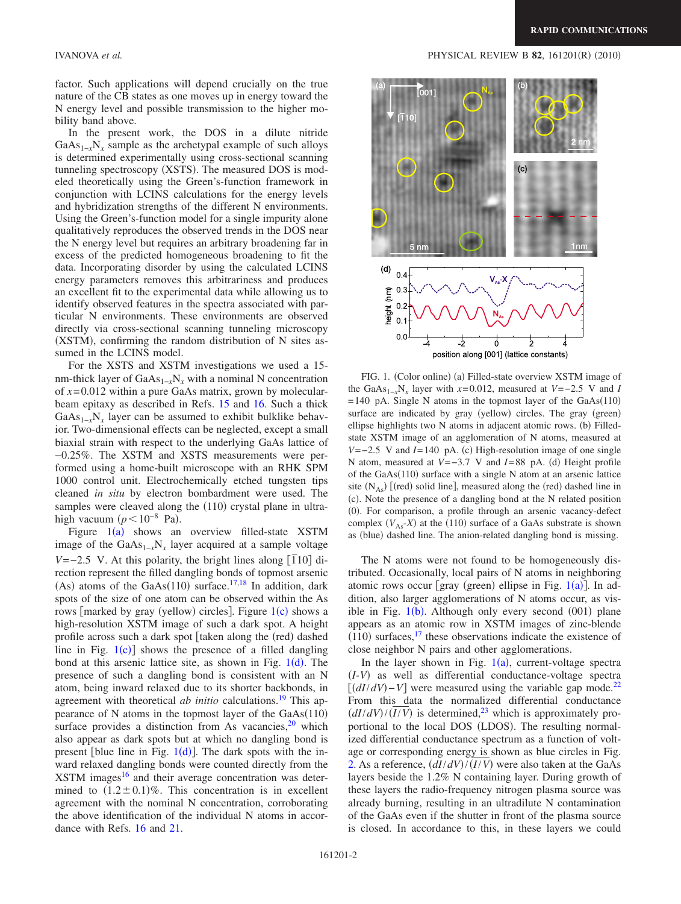factor. Such applications will depend crucially on the true nature of the CB states as one moves up in energy toward the N energy level and possible transmission to the higher mobility band above.

In the present work, the DOS in a dilute nitride $GaAs_{1-x}N_x$ sample as the archetypal example of such alloys is determined experimentally using cross-sectional scanning tunneling spectroscopy (XSTS). The measured DOS is modeled theoretically using the Green's-function framework in conjunction with LCINS calculations for the energy levels and hybridization strengths of the different N environments. Using the Green's-function model for a single impurity alone qualitatively reproduces the observed trends in the DOS near the N energy level but requires an arbitrary broadening far in excess of the predicted homogeneous broadening to fit the data. Incorporating disorder by using the calculated LCINS energy parameters removes this arbitrariness and produces an excellent fit to the experimental data while allowing us to identify observed features in the spectra associated with particular N environments. These environments are observed directly via cross-sectional scanning tunneling microscopy (XSTM), confirming the random distribution of N sites as assumed in the LCINS model.

For the XSTS and XSTM investigations we used a 15-nm-thick layer of $GaAs_{1-x}N_x$ with a nominal N concentration of $x=0.012$ within a pure GaAs matrix, grown by molecular-beam epitaxy as described in Refs. 15 and 16. Such a thick $GaAs_{1-x}N_x$ layer can be assumed to exhibit bulklike behavior. Two-dimensional effects can be neglected, except a small biaxial strain with respect to the underlying GaAs lattice of −0.25%. The XSTM and XSTS measurements were performed using a home-built microscope with an RHK SPM 1000 control unit. Electrochemically etched tungsten tips cleaned *in situ* by electron bombardment were used. The samples were cleaved along the (110) crystal plane in ultrahigh vacuum ($p<10^{-8}$ Pa).

Figure 1(a) shows an overview filled-state XSTM image of the $GaAs_{1-x}N_x$ layer acquired at a sample voltage $V=-2.5$ V. At this polarity, the bright lines along $[\bar{1}10]$ direction represent the filled dangling bonds of topmost arsenic (As) atoms of the GaAs(110) surface.[17,18] In addition, dark spots of the size of one atom can be observed within the As rows [marked by gray (yellow) circles]. Figure 1(c) shows a high-resolution XSTM image of such a dark spot. A height profile across such a dark spot [taken along the (red) dashed line in Fig. 1(c)] shows the presence of a filled dangling bond at this arsenic lattice site, as shown in Fig. 1(d). The presence of such a dangling bond is consistent with an N atom, being inward relaxed due to its shorter backbonds, in agreement with theoretical *ab initio* calculations.[19] This appearance of N atoms in the topmost layer of the GaAs(110) surface provides a distinction from As vacancies,[20] which also appear as dark spots but at which no dangling bond is present [blue line in Fig. 1(d)]. The dark spots with the inward relaxed dangling bonds were counted directly from the XSTM images[16] and their average concentration was determined to $(1.2\pm0.1)\%$. This concentration is in excellent agreement with the nominal N concentration, corroborating the above identification of the individual N atoms in accordance with Refs. 16 and 21.

FIG. 1. (Color online) (a) Filled-state overview XSTM image of the $GaAs_{1-x}N_x$ layer with $x=0.012$, measured at $V=-2.5$ V and $I=140$ pA. Single N atoms in the topmost layer of the GaAs(110) surface are indicated by gray (yellow) circles. The gray (green) ellipse highlights two N atoms in adjacent atomic rows. (b) Filled-state XSTM image of an agglomeration of N atoms, measured at $V=-2.5$ V and $I=140$ pA. (c) High-resolution image of one single N atom, measured at $V=-3.7$ V and $I=88$ pA. (d) Height profile of the GaAs(110) surface with a single N atom at an arsenic lattice site ($N_{As}$) [(red) solid line], measured along the (red) dashed line in (c). Note the presence of a dangling bond at the N related position (0). For comparison, a profile through an arsenic vacancy-defect complex ($V_{As}$-$X$) at the (110) surface of a GaAs substrate is shown as (blue) dashed line. The anion-related dangling bond is missing.

The N atoms were not found to be homogeneously distributed. Occasionally, local pairs of N atoms in neighboring atomic rows occur [gray (green) ellipse in Fig. 1(a)]. In addition, also larger agglomerations of N atoms occur, as visible in Fig. 1(b). Although only every second (001) plane appears as an atomic row in XSTM images of zinc-blende (110) surfaces,[17] these observations indicate the existence of close neighbor N pairs and other agglomerations.

In the layer shown in Fig. 1(a), current-voltage spectra ($I$-$V$) as well as differential conductance-voltage spectra $[(dI/dV)-V]$ were measured using the variable gap mode.[22] From this data the normalized differential conductance $(dI/dV)/(\overline{I/V})$ is determined,[23] which is approximately proportional to the local DOS (LDOS). The resulting normalized differential conductance spectrum as a function of voltage or corresponding energy is shown as blue circles in Fig. 2. As a reference, $(dI/dV)/(\overline{I/V})$ were also taken at the GaAs layers beside the 1.2% N containing layer. During growth of these layers the radio-frequency nitrogen plasma source was already burning, resulting in an ultradilute N contamination of the GaAs even if the shutter in front of the plasma source is closed. In accordance to this, in these layers we could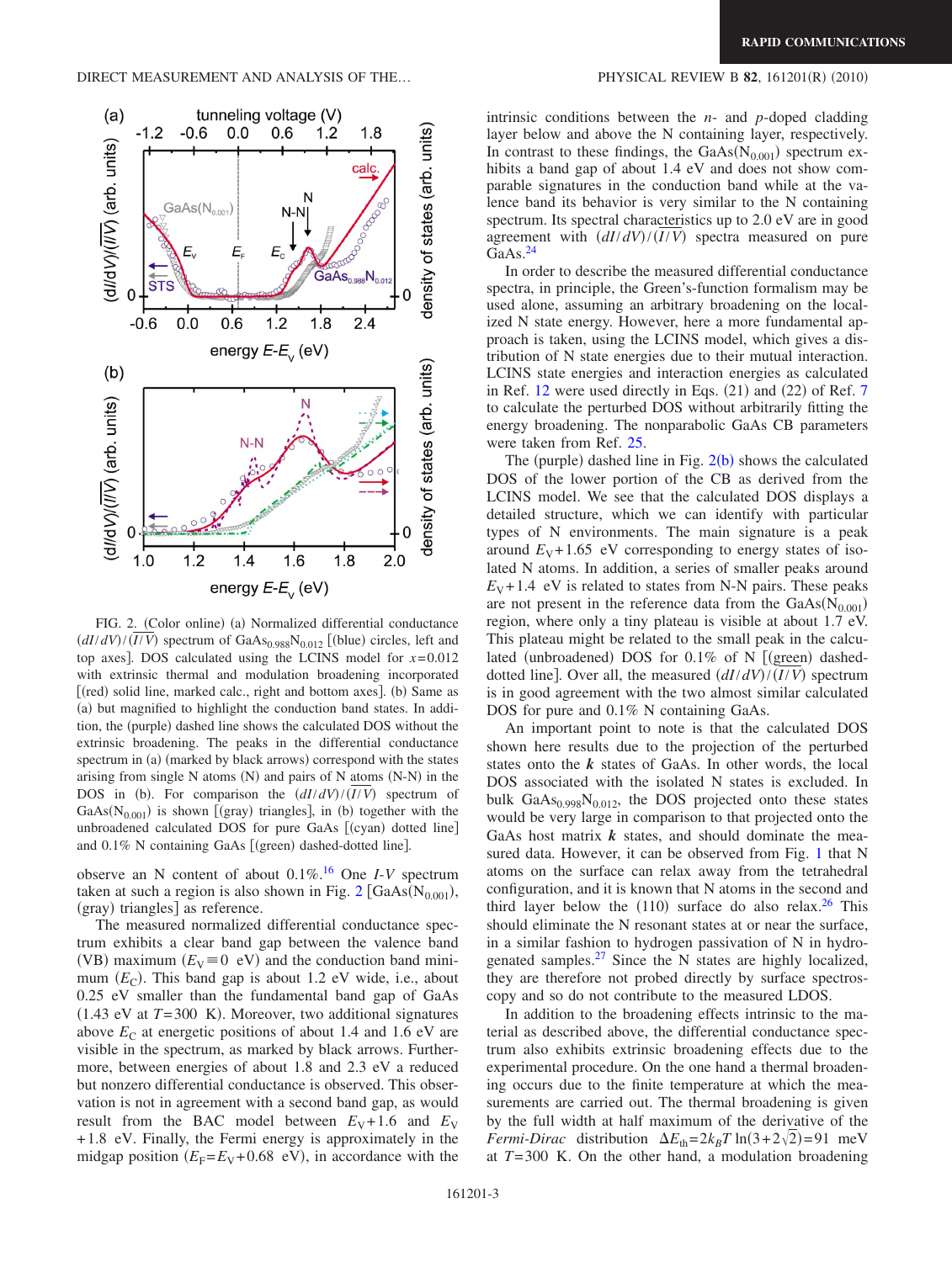FIG. 2. (Color online) (a) Normalized differential conductance $(dI/dV)/(\overline{I/V})$ spectrum of $GaAs_{0.988}N_{0.012}$ [(blue) circles, left and top axes]. DOS calculated using the LCINS model for $x=0.012$ with extrinsic thermal and modulation broadening incorporated [(red) solid line, marked calc., right and bottom axes]. (b) Same as (a) but magnified to highlight the conduction band states. In addition, the (purple) dashed line shows the calculated DOS without the extrinsic broadening. The peaks in the differential conductance spectrum in (a) (marked by black arrows) correspond with the states arising from single N atoms (N) and pairs of N atoms (N-N) in the DOS in (b). For comparison the $(dI/dV)/(\overline{I/V})$ spectrum of $GaAs(N_{0.001})$ is shown [(gray) triangles], in (b) together with the unbroadened calculated DOS for pure GaAs [(cyan) dotted line] and 0.1% N containing GaAs [(green) dashed-dotted line].

observe an N content of about 0.1%.[16] One *I-V* spectrum taken at such a region is also shown in Fig. 2 [$GaAs(N_{0.001})$, (gray) triangles] as reference.

The measured normalized differential conductance spectrum exhibits a clear band gap between the valence band (VB) maximum ($E_V \equiv 0$ eV) and the conduction band minimum ($E_C$). This band gap is about 1.2 eV wide, i.e., about 0.25 eV smaller than the fundamental band gap of GaAs (1.43 eV at $T=300$ K). Moreover, two additional signatures above $E_C$ at energetic positions of about 1.4 and 1.6 eV are visible in the spectrum, as marked by black arrows. Furthermore, between energies of about 1.8 and 2.3 eV a reduced but nonzero differential conductance is observed. This observation is not in agreement with a second band gap, as would result from the BAC model between $E_V+1.6$ and $E_V+1.8$ eV. Finally, the Fermi energy is approximately in the midgap position ($E_F=E_V+0.68$ eV), in accordance with the intrinsic conditions between the *n*- and *p*-doped cladding layer below and above the N containing layer, respectively. In contrast to these findings, the $GaAs(N_{0.001})$ spectrum exhibits a band gap of about 1.4 eV and does not show comparable signatures in the conduction band while at the valence band its behavior is very similar to the N containing spectrum. Its spectral characteristics up to 2.0 eV are in good agreement with $(dI/dV)/(\overline{I/V})$ spectra measured on pure GaAs.[24]

In order to describe the measured differential conductance spectra, in principle, the Green's-function formalism may be used alone, assuming an arbitrary broadening on the localized N state energy. However, here a more fundamental approach is taken, using the LCINS model, which gives a distribution of N state energies due to their mutual interaction. LCINS state energies and interaction energies as calculated in Ref. 12 were used directly in Eqs. (21) and (22) of Ref. 7 to calculate the perturbed DOS without arbitrarily fitting the energy broadening. The nonparabolic GaAs CB parameters were taken from Ref. 25.

The (purple) dashed line in Fig. 2(b) shows the calculated DOS of the lower portion of the CB as derived from the LCINS model. We see that the calculated DOS displays a detailed structure, which we can identify with particular types of N environments. The main signature is a peak around $E_V+1.65$ eV corresponding to energy states of isolated N atoms. In addition, a series of smaller peaks around $E_V+1.4$ eV is related to states from N-N pairs. These peaks are not present in the reference data from the $GaAs(N_{0.001})$ region, where only a tiny plateau is visible at about 1.7 eV. This plateau might be related to the small peak in the calculated (unbroadened) DOS for 0.1% of N [(green) dashed-dotted line]. Over all, the measured $(dI/dV)/(\overline{I/V})$ spectrum is in good agreement with the two almost similar calculated DOS for pure and 0.1% N containing GaAs.

An important point to note is that the calculated DOS shown here results due to the projection of the perturbed states onto the $\boldsymbol{k}$ states of GaAs. In other words, the local DOS associated with the isolated N states is excluded. In bulk $GaAs_{0.998}N_{0.012}$, the DOS projected onto these states would be very large in comparison to that projected onto the GaAs host matrix $\boldsymbol{k}$ states, and should dominate the measured data. However, it can be observed from Fig. 1 that N atoms on the surface can relax away from the tetrahedral configuration, and it is known that N atoms in the second and third layer below the (110) surface do also relax.[26] This should eliminate the N resonant states at or near the surface, in a similar fashion to hydrogen passivation of N in hydrogenated samples.[27] Since the N states are highly localized, they are therefore not probed directly by surface spectroscopy and so do not contribute to the measured LDOS.

In addition to the broadening effects intrinsic to the material as described above, the differential conductance spectrum also exhibits extrinsic broadening effects due to the experimental procedure. On the one hand thermal broadening occurs due to the finite temperature at which the measurements are carried out. The thermal broadening is given by the full width at half maximum of the derivative of the *Fermi-Dirac* distribution $\Delta E_{th}=2k_BT\ln(3+2\sqrt{2})=91$ meV at $T=300$ K. On the other hand, a modulation broadening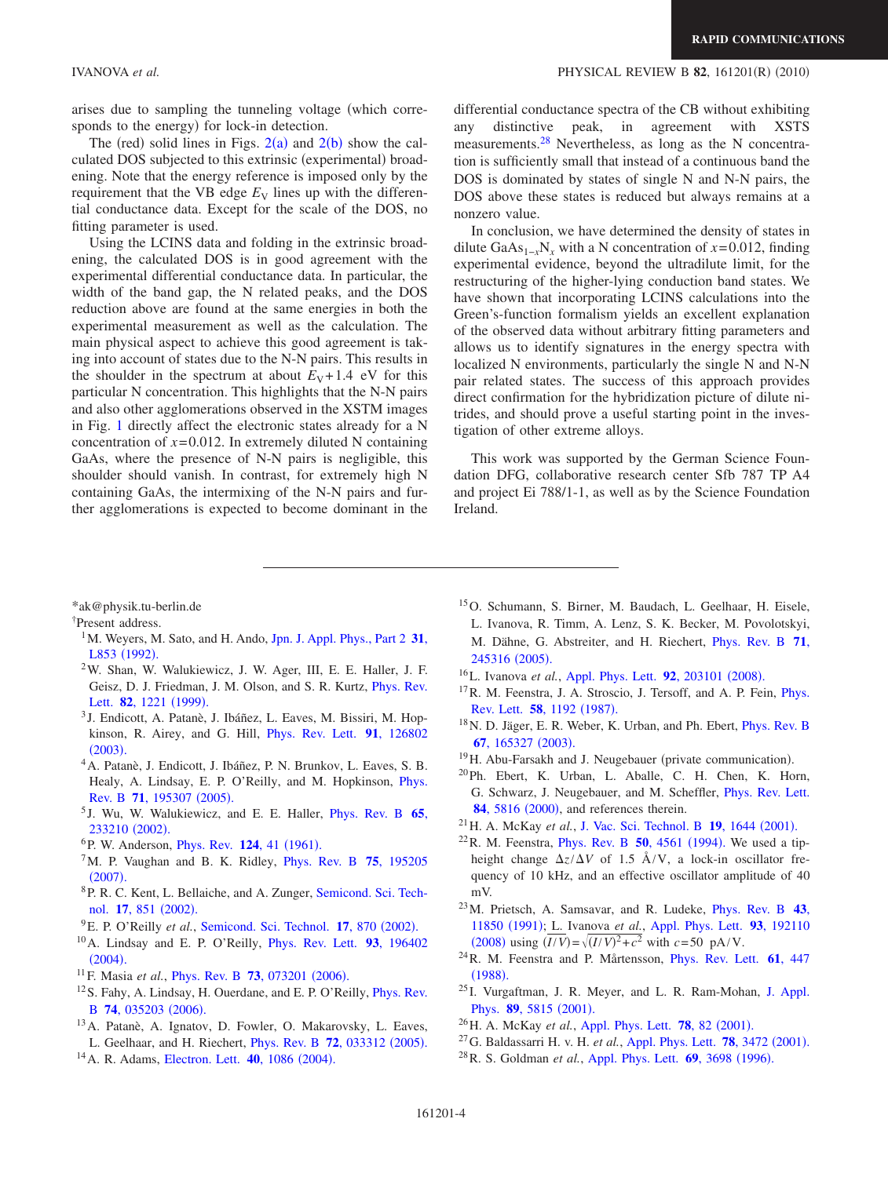arises due to sampling the tunneling voltage (which corresponds to the energy) for lock-in detection.

The (red) solid lines in Figs. 2(a) and 2(b) show the calculated DOS subjected to this extrinsic (experimental) broadening. Note that the energy reference is imposed only by the requirement that the VB edge $E_V$ lines up with the differential conductance data. Except for the scale of the DOS, no fitting parameter is used.

Using the LCINS data and folding in the extrinsic broadening, the calculated DOS is in good agreement with the experimental differential conductance data. In particular, the width of the band gap, the N related peaks, and the DOS reduction above are found at the same energies in both the experimental measurement as well as the calculation. The main physical aspect to achieve this good agreement is taking into account of states due to the N-N pairs. This results in the shoulder in the spectrum at about $E_V+1.4$ eV for this particular N concentration. This highlights that the N-N pairs and also other agglomerations observed in the XSTM images in Fig. 1 directly affect the electronic states already for a N concentration of $x=0.012$. In extremely diluted N containing GaAs, where the presence of N-N pairs is negligible, this shoulder should vanish. In contrast, for extremely high N containing GaAs, the intermixing of the N-N pairs and further agglomerations is expected to become dominant in the differential conductance spectra of the CB without exhibiting any distinctive peak, in agreement with XSTS measurements.[28] Nevertheless, as long as the N concentration is sufficiently small that instead of a continuous band the DOS is dominated by states of single N and N-N pairs, the DOS above these states is reduced but always remains at a nonzero value.

In conclusion, we have determined the density of states in dilute $GaAs_{1-x}N_x$ with a N concentration of $x=0.012$, finding experimental evidence, beyond the ultradilute limit, for the restructuring of the higher-lying conduction band states. We have shown that incorporating LCINS calculations into the Green's-function formalism yields an excellent explanation of the observed data without arbitrary fitting parameters and allows us to identify signatures in the energy spectra with localized N environments, particularly the single N and N-N pair related states. The success of this approach provides direct confirmation for the hybridization picture of dilute nitrides, and should prove a useful starting point in the investigation of other extreme alloys.

This work was supported by the German Science Foundation DFG, collaborative research center Sfb 787 TP A4 and project Ei 788/1-1, as well as by the Science Foundation Ireland.

---

*ak@physik.tu-berlin.de

†Present address.

[1] M. Weyers, M. Sato, and H. Ando, Jpn. J. Appl. Phys., Part 2 **31**, L853 (1992).

[2] W. Shan, W. Walukiewicz, J. W. Ager, III, E. E. Haller, J. F. Geisz, D. J. Friedman, J. M. Olson, and S. R. Kurtz, Phys. Rev. Lett. **82**, 1221 (1999).

[3] J. Endicott, A. Patanè, J. Ibáñez, L. Eaves, M. Bissiri, M. Hopkinson, R. Airey, and G. Hill, Phys. Rev. Lett. **91**, 126802 (2003).

[4] A. Patanè, J. Endicott, J. Ibáñez, P. N. Brunkov, L. Eaves, S. B. Healy, A. Lindsay, E. P. O'Reilly, and M. Hopkinson, Phys. Rev. B **71**, 195307 (2005).

[5] J. Wu, W. Walukiewicz, and E. E. Haller, Phys. Rev. B **65**, 233210 (2002).

[6] P. W. Anderson, Phys. Rev. **124**, 41 (1961).

[7] M. P. Vaughan and B. K. Ridley, Phys. Rev. B **75**, 195205 (2007).

[8] P. R. C. Kent, L. Bellaiche, and A. Zunger, Semicond. Sci. Technol. **17**, 851 (2002).

[9] E. P. O'Reilly *et al.*, Semicond. Sci. Technol. **17**, 870 (2002).

[10] A. Lindsay and E. P. O'Reilly, Phys. Rev. Lett. **93**, 196402 (2004).

[11] F. Masia *et al.*, Phys. Rev. B **73**, 073201 (2006).

[12] S. Fahy, A. Lindsay, H. Ouerdane, and E. P. O'Reilly, Phys. Rev. B **74**, 035203 (2006).

[13] A. Patanè, A. Ignatov, D. Fowler, O. Makarovsky, L. Eaves, L. Geelhaar, and H. Riechert, Phys. Rev. B **72**, 033312 (2005).

[14] A. R. Adams, Electron. Lett. **40**, 1086 (2004).

[15] O. Schumann, S. Birner, M. Baudach, L. Geelhaar, H. Eisele, L. Ivanova, R. Timm, A. Lenz, S. K. Becker, M. Povolotskyi, M. Dähne, G. Abstreiter, and H. Riechert, Phys. Rev. B **71**, 245316 (2005).

[16] L. Ivanova *et al.*, Appl. Phys. Lett. **92**, 203101 (2008).

[17] R. M. Feenstra, J. A. Stroscio, J. Tersoff, and A. P. Fein, Phys. Rev. Lett. **58**, 1192 (1987).

[18] N. D. Jäger, E. R. Weber, K. Urban, and Ph. Ebert, Phys. Rev. B **67**, 165327 (2003).

[19] H. Abu-Farsakh and J. Neugebauer (private communication).

[20] Ph. Ebert, K. Urban, L. Aballe, C. H. Chen, K. Horn, G. Schwarz, J. Neugebauer, and M. Scheffler, Phys. Rev. Lett. **84**, 5816 (2000), and references therein.

[21] H. A. McKay *et al.*, J. Vac. Sci. Technol. B **19**, 1644 (2001).

[22] R. M. Feenstra, Phys. Rev. B **50**, 4561 (1994). We used a tip-height change $\Delta z/\Delta V$ of 1.5 Å/V, a lock-in oscillator frequency of 10 kHz, and an effective oscillator amplitude of 40 mV.

[23] M. Prietsch, A. Samsavar, and R. Ludeke, Phys. Rev. B **43**, 11850 (1991); L. Ivanova *et al.*, Appl. Phys. Lett. **93**, 192110 (2008) using $\overline{(I/V)}=\sqrt{(I/V)^2+c^2}$ with $c=50$ pA/V.

[24] R. M. Feenstra and P. Mårtensson, Phys. Rev. Lett. **61**, 447 (1988).

[25] I. Vurgaftman, J. R. Meyer, and L. R. Ram-Mohan, J. Appl. Phys. **89**, 5815 (2001).

[26] H. A. McKay *et al.*, Appl. Phys. Lett. **78**, 82 (2001).

[27] G. Baldassarri H. v. H. *et al.*, Appl. Phys. Lett. **78**, 3472 (2001).

[28] R. S. Goldman *et al.*, Appl. Phys. Lett. **69**, 3698 (1996).